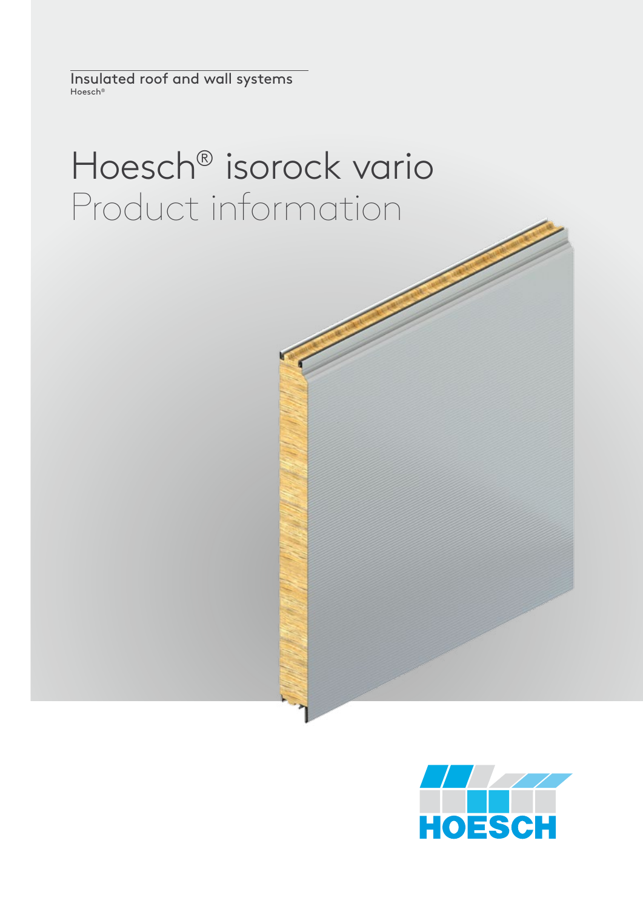Insulated roof and wall systems
Hoesch®

# Hoesch® isorock vario
## Product information

HOESCH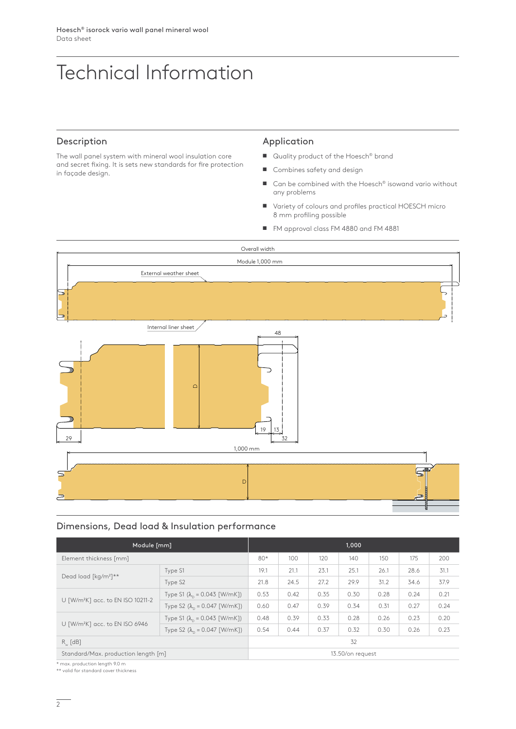# Technical Information

## Description

The wall panel system with mineral wool insulation core and secret fixing. It is sets new standards for fire protection in façade design.

## Application

- Quality product of the Hoesch® brand
- Combines safety and design
- Can be combined with the Hoesch® isowand vario without any problems
- Variety of colours and profiles practical HOESCH micro 8 mm profiling possible
- FM approval class FM 4880 and FM 4881

Overall width

Module 1,000 mm

External weather sheet

Internal liner sheet

48

D

29

19 13

32

1,000 mm

D

## Dimensions, Dead load & Insulation performance

| Module [mm] | | 1,000 | | | | | | |
|---|---|---|---|---|---|---|---|---|
| Element thickness [mm] | | 80* | 100 | 120 | 140 | 150 | 175 | 200 |
| Dead load [kg/m²]** | Type S1 | 19.1 | 21.1 | 23.1 | 25.1 | 26.1 | 28.6 | 31.1 |
| | Type S2 | 21.8 | 24.5 | 27.2 | 29.9 | 31.2 | 34.6 | 37.9 |
| U [W/m²K] acc. to EN ISO 10211-2 | Type S1 ($\lambda_D$ = 0.043 [W/mK]) | 0.53 | 0.42 | 0.35 | 0.30 | 0.28 | 0.24 | 0.21 |
| | Type S2 ($\lambda_D$ = 0.047 [W/mK]) | 0.60 | 0.47 | 0.39 | 0.34 | 0.31 | 0.27 | 0.24 |
| U [W/m²K] acc. to EN ISO 6946 | Type S1 ($\lambda_D$ = 0.043 [W/mK]) | 0.48 | 0.39 | 0.33 | 0.28 | 0.26 | 0.23 | 0.20 |
| | Type S2 ($\lambda_D$ = 0.047 [W/mK]) | 0.54 | 0.44 | 0.37 | 0.32 | 0.30 | 0.26 | 0.23 |
| $R_w$ [dB] | | 32 | | | | | | |
| Standard/Max. production length [m] | | 13.50/on request | | | | | | |

\* max. production length 9.0 m

\*\* valid for standard cover thickness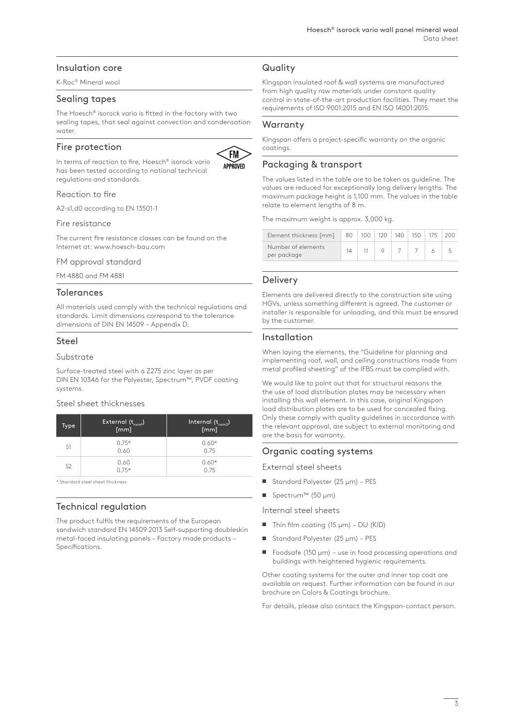## Insulation core

K-Roc® Mineral wool

## Sealing tapes

The Hoesch® isorock vario is fitted in the factory with two sealing tapes, that seal against convection and condensation water.

## Fire protection

In terms of reaction to fire, Hoesch® isorock vario has been tested according to national technical regulations and standards.

### Reaction to fire

A2-s1,d0 according to EN 13501-1

### Fire resistance

The current fire resistance classes can be found on the Internet at: www.hoesch-bau.com

### FM approval standard

FM 4880 and FM 4881

## Tolerances

All materials used comply with the technical regulations and standards. Limit dimensions correspond to the tolerance dimensions of DIN EN 14509 – Appendix D.

## Steel

### Substrate

Surface-treated steel with a Z275 zinc layer as per DIN EN 10346 for the Polyester, Spectrum™, PVDF coating systems.

### Steel sheet thicknesses

| Type | External ($t_{nom1}$) [mm] | Internal ($t_{nom2}$) [mm] |
|---|---|---|
| S1 | 0.75*<br>0.60 | 0.60*<br>0.75 |
| S2 | 0.60<br>0.75* | 0.60*<br>0.75 |

* Standard steel sheet thickness

## Technical regulation

The product fulfils the requirements of the European sandwich standard EN 14509:2013 Self-supporting doubleskin metal-faced insulating panels – Factory made products – Specifications.

## Quality

Kingspan insulated roof & wall systems are manufactured from high quality raw materials under constant quality control in state-of-the-art production facilities. They meet the requirements of ISO 9001:2015 and EN ISO 14001:2015.

## Warranty

Kingspan offers a project-specific warranty on the organic coatings.

## Packaging & transport

The values listed in the table are to be taken as guideline. The values are reduced for exceptionally long delivery lengths. The maximum package height is 1,100 mm. The values in the table relate to element lengths of 8 m.

The maximum weight is approx. 3,000 kg.

| Element thickness [mm] | 80 | 100 | 120 | 140 | 150 | 175 | 200 |
|---|---|---|---|---|---|---|---|
| Number of elements per package | 14 | 11 | 9 | 7 | 7 | 6 | 5 |

## Delivery

Elements are delivered directly to the construction site using HGVs, unless something different is agreed. The customer or installer is responsible for unloading, and this must be ensured by the customer.

## Installation

When laying the elements, the "Guideline for planning and implementing roof, wall, and ceiling constructions made from metal profiled sheeting" of the IFBS must be complied with.

We would like to point out that for structural reasons the the use of load distribution plates may be necessary when installing this wall element. In this case, original Kingspan load distribution plates are to be used for concealed fixing. Only these comply with quality guidelines in accordance with the relevant approval, are subject to external monitoring and are the basis for warranty.

## Organic coating systems

### External steel sheets

- Standard Polyester (25 µm) – PES
- Spectrum™ (50 µm)

### Internal steel sheets

- Thin film coating (15 µm) – DU (KID)
- Standard Polyester (25 µm) – PES
- Foodsafe (150 µm) – use in food processing operations and buildings with heightened hygienic requirements.

Other coating systems for the outer and inner top coat are available on request. Further information can be found in our brochure on Colors & Coatings brochure.

For details, please also contact the Kingspan-contact person.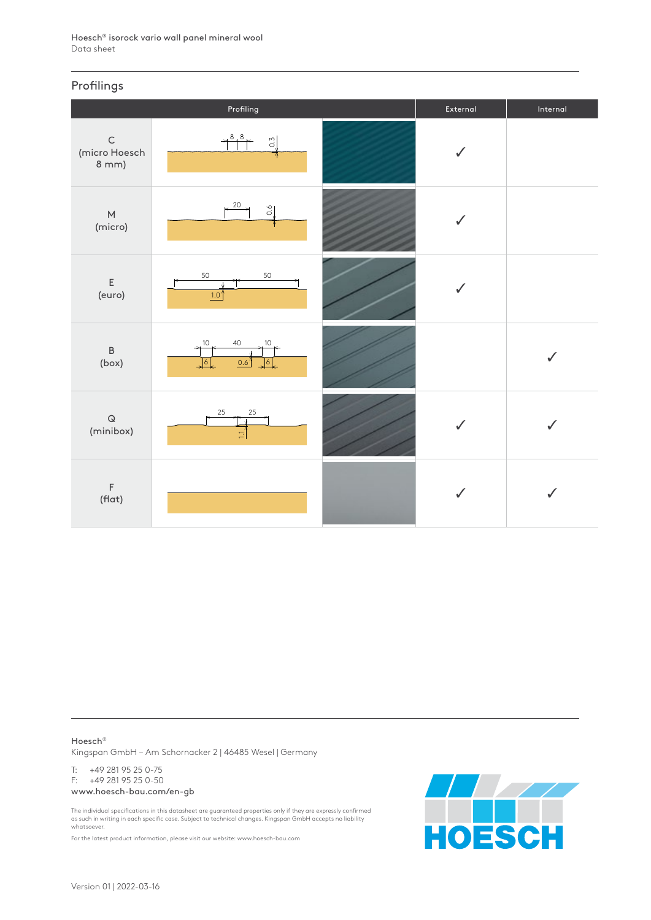## Profilings

| Profiling | | | External | Internal |
|---|---|---|---|---|
| C (micro Hoesch 8 mm) | 8 8 0.3 | | ✓ | |
| M (micro) | 20 0.6 | | ✓ | |
| E (euro) | 50 50 1.0 | | ✓ | |
| B (box) | 10 40 10 6 0.6 6 | | | ✓ |
| Q (minibox) | 25 25 1.1 | | ✓ | ✓ |
| F (flat) | | | ✓ | ✓ |

Hoesch®
Kingspan GmbH – Am Schornacker 2 | 46485 Wesel | Germany

T: +49 281 95 25 0-75
F: +49 281 95 25 0-50
**www.hoesch-bau.com/en-gb**

The individual specifications in this datasheet are guaranteed properties only if they are expressly confirmed as such in writing in each specific case. Subject to technical changes. Kingspan GmbH accepts no liability whatsoever.

For the latest product information, please visit our website: www.hoesch-bau.com

HOESCH

Version 01 | 2022-03-16